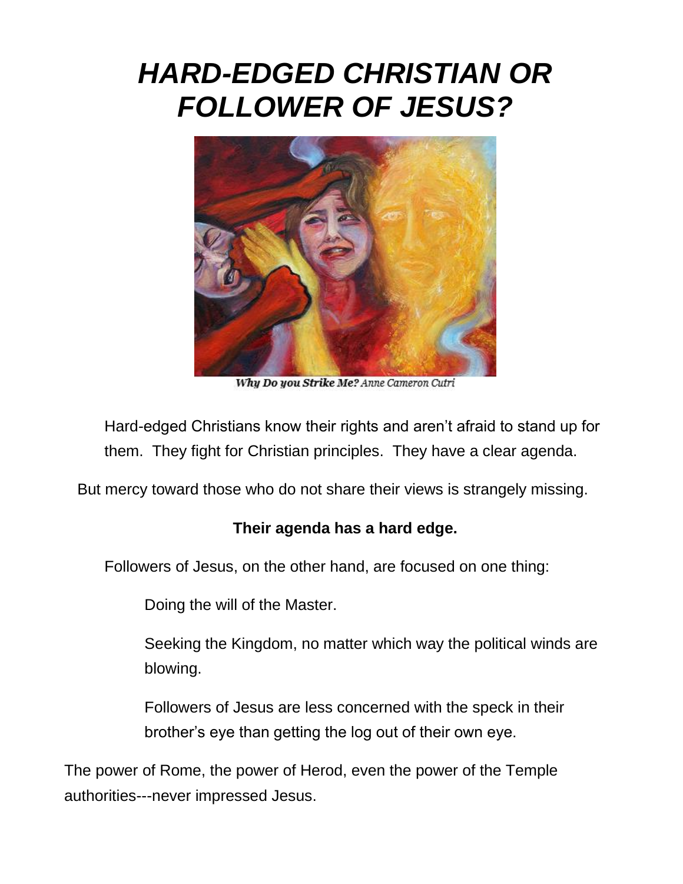# *HARD-EDGED CHRISTIAN OR FOLLOWER OF JESUS?*

*Why Do you Strike Me? Anne Cameron Cutri*

Hard-edged Christians know their rights and aren't afraid to stand up for them. They fight for Christian principles. They have a clear agenda.

But mercy toward those who do not share their views is strangely missing.

**Their agenda has a hard edge.**

Followers of Jesus, on the other hand, are focused on one thing:

Doing the will of the Master.

Seeking the Kingdom, no matter which way the political winds are blowing.

Followers of Jesus are less concerned with the speck in their brother's eye than getting the log out of their own eye.

The power of Rome, the power of Herod, even the power of the Temple authorities---never impressed Jesus.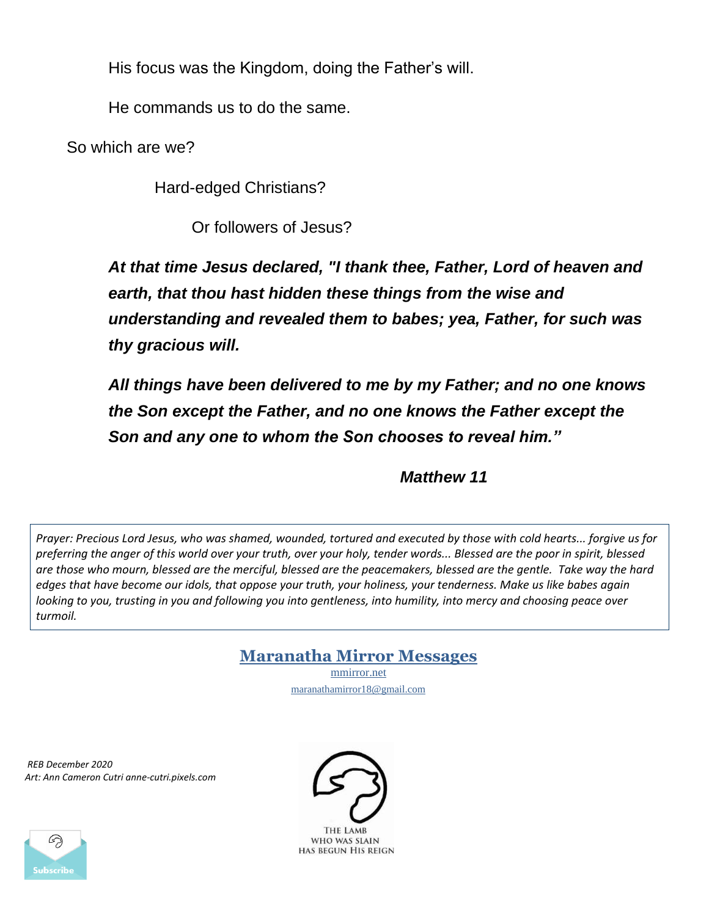His focus was the Kingdom, doing the Father's will.

He commands us to do the same.

So which are we?

Hard-edged Christians?

Or followers of Jesus?

***At that time Jesus declared, "I thank thee, Father, Lord of heaven and earth, that thou hast hidden these things from the wise and understanding and revealed them to babes; yea, Father, for such was thy gracious will.***

***All things have been delivered to me by my Father; and no one knows the Son except the Father, and no one knows the Father except the Son and any one to whom the Son chooses to reveal him."***

***Matthew 11***

*Prayer: Precious Lord Jesus, who was shamed, wounded, tortured and executed by those with cold hearts... forgive us for preferring the anger of this world over your truth, over your holy, tender words... Blessed are the poor in spirit, blessed are those who mourn, blessed are the merciful, blessed are the peacemakers, blessed are the gentle. Take way the hard edges that have become our idols, that oppose your truth, your holiness, your tenderness. Make us like babes again looking to you, trusting in you and following you into gentleness, into humility, into mercy and choosing peace over turmoil.*

**Maranatha Mirror Messages**

mmirror.net

maranathamirror18@gmail.com

*REB December 2020*

*Art: Ann Cameron Cutri anne-cutri.pixels.com*

THE LAMB WHO WAS SLAIN HAS BEGUN HIS REIGN

Subscribe